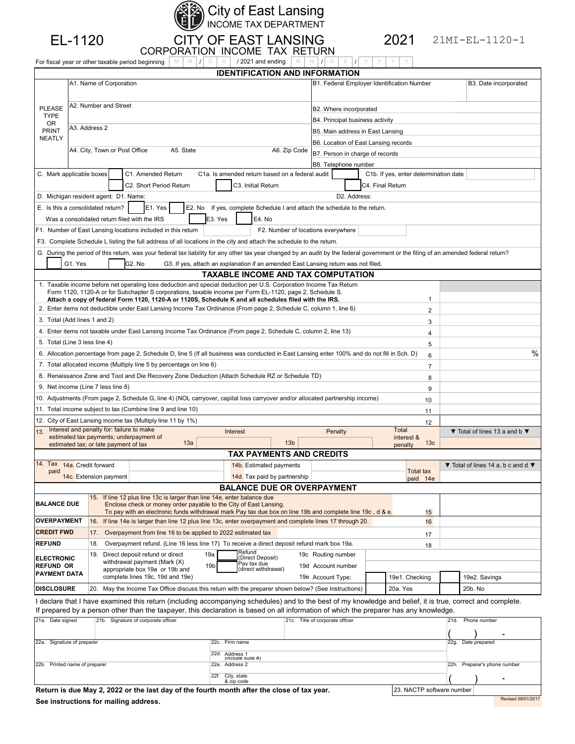City of East Lansing
INCOME TAX DEPARTMENT

# EL-1120 CITY OF EAST LANSING 2021

21MI-EL-1120-1

## CORPORATION INCOME TAX RETURN

For fiscal year or other taxable period beginning M M / D D / 2021 and ending M M / D D / Y Y Y Y

## IDENTIFICATION AND INFORMATION

| | | |
|---|---|---|
| PLEASE TYPE OR PRINT NEATLY | A1. Name of Corporation | B1. Federal Employer Identification Number | B3. Date incorporated |
| | A2. Number and Street | B2. Where incorporated | |
| | | B4. Principal business activity | |
| | A3. Address 2 | B5. Main address in East Lansing | |
| | | B6. Location of East Lansing records | |
| | A4. City, Town or Post Office A5. State A6. Zip Code | B7. Person in charge of records | |
| | | B8. Telephone number | |

C. Mark applicable boxes ☐ C1. Amended Return C1a. Is amended return based on a federal audit ☐ C1b. If yes, enter determination date

☐ C2. Short Period Return ☐ C3. Initial Return ☐ C4. Final Return

D. Michigan resident agent: D1. Name: D2. Address:

E. Is this a consolidated return? ☐ E1. Yes ☐ E2. No If yes, complete Schedule I and attach the schedule to the return.

Was a consolidated return filed with the IRS ☐ E3. Yes ☐ E4. No

F1. Number of East Lansing locations included in this return F2. Number of locations everywhere

F3. Complete Schedule L listing the full address of all locations in the city and attach the schedule to the return.

G. During the period of this return, was your federal tax liability for any other tax year changed by an audit by the federal government or the filing of an amended federal return?

☐ G1. Yes ☐ G2. No G3. If yes, attach an explanation if an amended East Lansing return was not filed.

## TAXABLE INCOME AND TAX COMPUTATION

| | Line | Amount |
|---|---|---|
| 1. Taxable income before net operating loss deduction and special deduction per U.S. Corporation Income Tax Return Form 1120, 1120-A or for Subchapter S corporations, taxable income per Form EL-1120, page 2, Schedule S. **Attach a copy of federal Form 1120, 1120-A or 1120S, Schedule K and all schedules filed with the IRS.** | 1 | |
| 2. Enter items not deductible under East Lansing Income Tax Ordinance (From page 2, Schedule C, column 1, line 6) | 2 | |
| 3. Total (Add lines 1 and 2) | 3 | |
| 4. Enter items not taxable under East Lansing Income Tax Ordinance (From page 2, Schedule C, column 2, line 13) | 4 | |
| 5. Total (Line 3 less line 4) | 5 | |
| 6. Allocation percentage from page 2, Schedule D, line 5 (If all business was conducted in East Lansing enter 100% and do not fill in Sch. D) | 6 | % |
| 7. Total allocated income (Multiply line 5 by percentage on line 6) | 7 | |
| 8. Renaissance Zone and Tool and Die Recovery Zone Deduction (Attach Schedule RZ or Schedule TD) | 8 | |
| 9. Net income (Line 7 less line 8) | 9 | |
| 10. Adjustments (From page 2, Schedule G, line 4) (NOL carryover, capital loss carryover and/or allocated partnership income) | 10 | |
| 11. Total income subject to tax (Combine line 9 and line 10) | 11 | |
| 12. City of East Lansing income tax (Multiply line 11 by 1%) | 12 | |
| 13. Interest and penalty for: failure to make estimated tax payments; underpayment of estimated tax; or late payment of tax — 13a Interest; 13b Penalty; Total interest & penalty | 13c | ▼ Total of lines 13 a and b ▼ |

## TAX PAYMENTS AND CREDITS

| | | |
|---|---|---|
| 14. Tax paid | 14a. Credit forward | 14b. Estimated payments | Total tax paid 14e | ▼ Total of lines 14 a, b c and d ▼ |
| | 14c. Extension payment | 14d. Tax paid by partnership | | |

## BALANCE DUE OR OVERPAYMENT

| | | Line | Amount |
|---|---|---|---|
| BALANCE DUE | 15. If line 12 plus line 13c is larger than line 14e, enter balance due. Enclose check or money order payable to the City of East Lansing. To pay with an electronic funds withdrawal mark Pay tax due box on line 19b and complete line 19c , d & e. | 15 | |
| OVERPAYMENT | 16. If line 14e is larger than line 12 plus line 13c, enter overpayment and complete lines 17 through 20. | 16 | |
| CREDIT FWD | 17. Overpayment from line 16 to be applied to 2022 estimated tax | 17 | |
| REFUND | 18. Overpayment refund. (Line 16 less line 17) To receive a direct deposit refund mark box 19a. | 18 | |
| ELECTRONIC REFUND OR PAYMENT DATA | 19. Direct deposit refund or direct withdrawal payment (Mark (X) appropriate box 19a or 19b and complete lines 19c, 19d and 19e) — 19a ☐ Refund (Direct Deposit); 19b ☐ Pay tax due (direct withdrawal); 19c Routing number; 19d Account number; 19e Account Type: ☐ 19e1. Checking ☐ 19e2. Savings | | |
| DISCLOSURE | 20. May the Income Tax Office discuss this return with the preparer shown below? (See Instructions) ☐ 20a. Yes ☐ 20b. No | | |

I declare that I have examined this return (including accompanying schedules) and to the best of my knowledge and belief, it is true, correct and complete. If prepared by a person other than the taxpayer, this declaration is based on all information of which the preparer has any knowledge.

| | | | |
|---|---|---|---|
| 21a. Date signed | 21b. Signature of corporate officer | 21c. Title of corporate officer | 21d. Phone number ( ) - |
| 22a. Signature of preparer | 22c. Firm name | | 22g. Date prepared |
| | 22d. Address 1 (include suite #) | | |
| 22b. Printed name of preparer | 22e. Address 2 | | 22h. Preparer's phone number ( ) - |
| | 22f. City, state & zip code | | |

**Return is due May 2, 2022 or the last day of the fourth month after the close of tax year.** 23. NACTP software number

**See instructions for mailing address.**

Revised 09/01/2017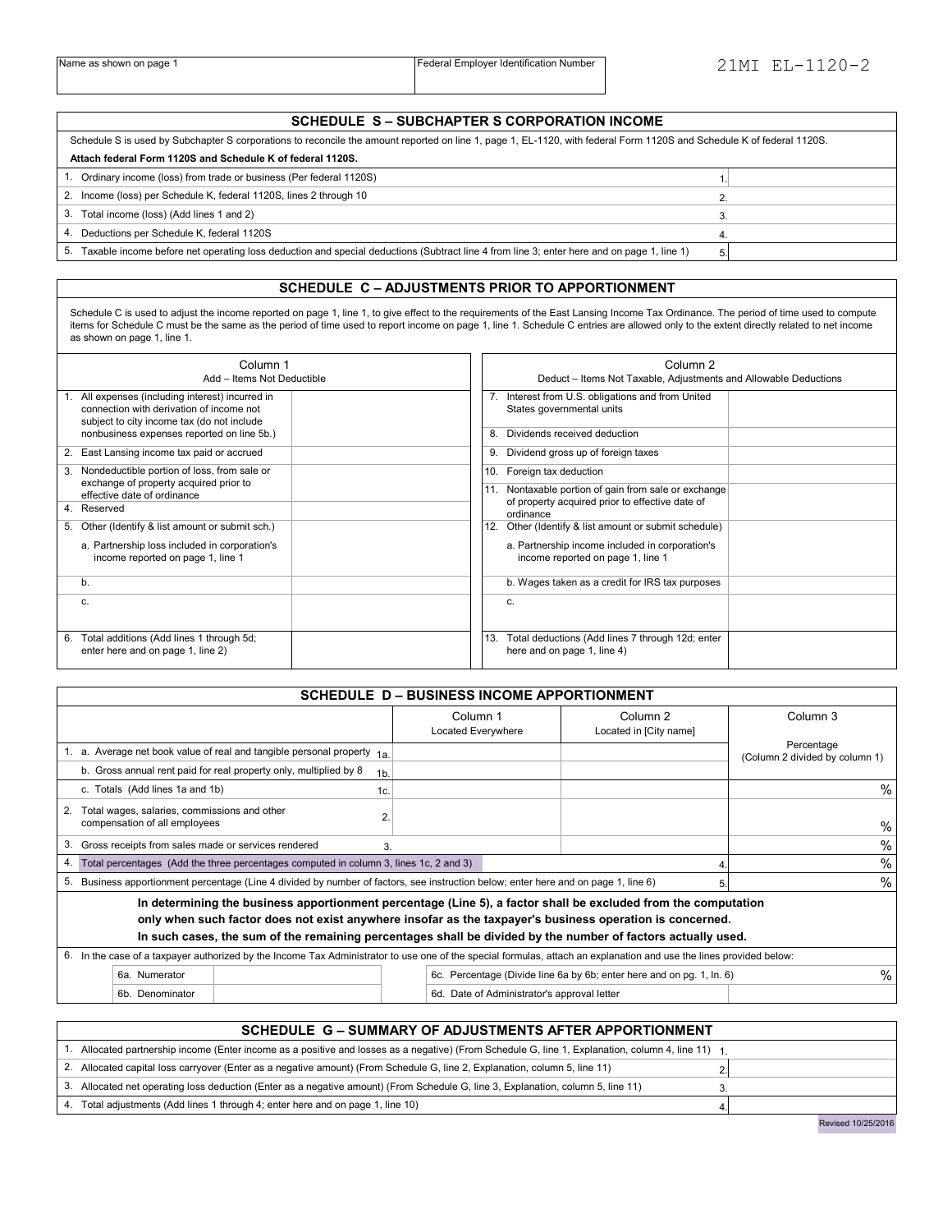| Name as shown on page 1 | Federal Employer Identification Number | 21MI EL-1120-2 |
| --- | --- | --- |
| | | |

## SCHEDULE S – SUBCHAPTER S CORPORATION INCOME

Schedule S is used by Subchapter S corporations to reconcile the amount reported on line 1, page 1, EL-1120, with federal Form 1120S and Schedule K of federal 1120S.

**Attach federal Form 1120S and Schedule K of federal 1120S.**

| | | |
| --- | --- | --- |
| 1. Ordinary income (loss) from trade or business (Per federal 1120S) | 1. | |
| 2. Income (loss) per Schedule K, federal 1120S, lines 2 through 10 | 2. | |
| 3. Total income (loss) (Add lines 1 and 2) | 3. | |
| 4. Deductions per Schedule K, federal 1120S | 4. | |
| 5. Taxable income before net operating loss deduction and special deductions (Subtract line 4 from line 3; enter here and on page 1, line 1) | 5. | |

## SCHEDULE C – ADJUSTMENTS PRIOR TO APPORTIONMENT

Schedule C is used to adjust the income reported on page 1, line 1, to give effect to the requirements of the East Lansing Income Tax Ordinance. The period of time used to compute items for Schedule C must be the same as the period of time used to report income on page 1, line 1. Schedule C entries are allowed only to the extent directly related to net income as shown on page 1, line 1.

| Column 1<br>Add – Items Not Deductible | | Column 2<br>Deduct – Items Not Taxable, Adjustments and Allowable Deductions | |
| --- | --- | --- | --- |
| 1. All expenses (including interest) incurred in connection with derivation of income not subject to city income tax (do not include nonbusiness expenses reported on line 5b.) | | 7. Interest from U.S. obligations and from United States governmental units | |
| | | 8. Dividends received deduction | |
| 2. East Lansing income tax paid or accrued | | 9. Dividend gross up of foreign taxes | |
| 3. Nondeductible portion of loss, from sale or exchange of property acquired prior to effective date of ordinance | | 10. Foreign tax deduction | |
| 4. Reserved | | 11. Nontaxable portion of gain from sale or exchange of property acquired prior to effective date of ordinance | |
| 5. Other (Identify & list amount or submit sch.) | | 12. Other (Identify & list amount or submit schedule) | |
| a. Partnership loss included in corporation's income reported on page 1, line 1 | | a. Partnership income included in corporation's income reported on page 1, line 1 | |
| b. | | b. Wages taken as a credit for IRS tax purposes | |
| c. | | c. | |
| 6. Total additions (Add lines 1 through 5d; enter here and on page 1, line 2) | | 13. Total deductions (Add lines 7 through 12d; enter here and on page 1, line 4) | |

## SCHEDULE D – BUSINESS INCOME APPORTIONMENT

| | | Column 1<br>Located Everywhere | Column 2<br>Located in [City name] | Column 3<br>Percentage<br>(Column 2 divided by column 1) |
| --- | --- | --- | --- | --- |
| 1. a. Average net book value of real and tangible personal property | 1a. | | | |
| b. Gross annual rent paid for real property only, multiplied by 8 | 1b. | | | |
| c. Totals (Add lines 1a and 1b) | 1c. | | | % |
| 2. Total wages, salaries, commissions and other compensation of all employees | 2. | | | % |
| 3. Gross receipts from sales made or services rendered | 3. | | | % |
| 4. Total percentages (Add the three percentages computed in column 3, lines 1c, 2 and 3) | | | 4. | % |
| 5. Business apportionment percentage (Line 4 divided by number of factors, see instruction below; enter here and on page 1, line 6) | | | 5. | % |

**In determining the business apportionment percentage (Line 5), a factor shall be excluded from the computation only when such factor does not exist anywhere insofar as the taxpayer's business operation is concerned. In such cases, the sum of the remaining percentages shall be divided by the number of factors actually used.**

6. In the case of a taxpayer authorized by the Income Tax Administrator to use one of the special formulas, attach an explanation and use the lines provided below:

| | | | |
| --- | --- | --- | --- |
| 6a. Numerator | | 6c. Percentage (Divide line 6a by 6b; enter here and on pg. 1, ln. 6) | % |
| 6b. Denominator | | 6d. Date of Administrator's approval letter | |

## SCHEDULE G – SUMMARY OF ADJUSTMENTS AFTER APPORTIONMENT

| | | |
| --- | --- | --- |
| 1. Allocated partnership income (Enter income as a positive and losses as a negative) (From Schedule G, line 1, Explanation, column 4, line 11) | 1. | |
| 2. Allocated capital loss carryover (Enter as a negative amount) (From Schedule G, line 2, Explanation, column 5, line 11) | 2. | |
| 3. Allocated net operating loss deduction (Enter as a negative amount) (From Schedule G, line 3, Explanation, column 5, line 11) | 3. | |
| 4. Total adjustments (Add lines 1 through 4; enter here and on page 1, line 10) | 4. | |

Revised 10/25/2016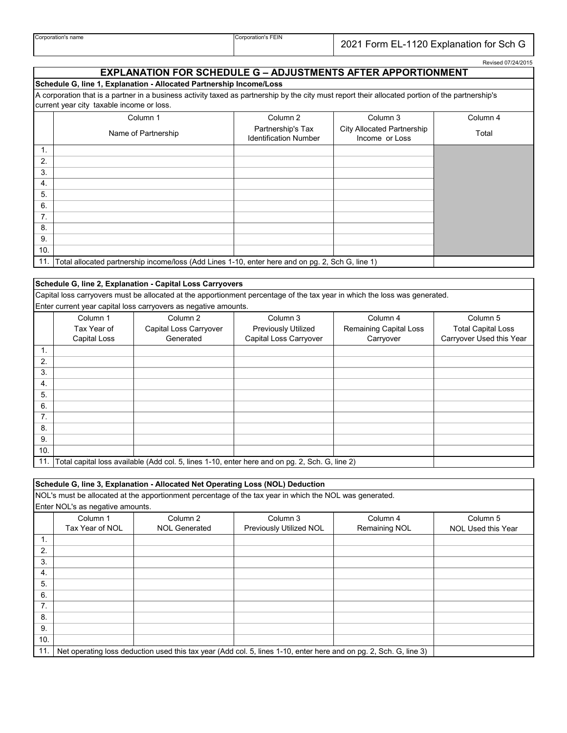| Corporation's name | Corporation's FEIN | 2021 Form EL-1120 Explanation for Sch G |
|---|---|---|
| | | |

Revised 07/24/2015

# EXPLANATION FOR SCHEDULE G – ADJUSTMENTS AFTER APPORTIONMENT

## Schedule G, line 1, Explanation - Allocated Partnership Income/Loss

A corporation that is a partner in a business activity taxed as partnership by the city must report their allocated portion of the partnership's current year city taxable income or loss.

| | Column 1<br>Name of Partnership | Column 2<br>Partnership's Tax Identification Number | Column 3<br>City Allocated Partnership Income or Loss | Column 4<br>Total |
|---|---|---|---|---|
| 1. | | | | |
| 2. | | | | |
| 3. | | | | |
| 4. | | | | |
| 5. | | | | |
| 6. | | | | |
| 7. | | | | |
| 8. | | | | |
| 9. | | | | |
| 10. | | | | |
| 11. | Total allocated partnership income/loss (Add Lines 1-10, enter here and on pg. 2, Sch G, line 1) | | | |

## Schedule G, line 2, Explanation - Capital Loss Carryovers

Capital loss carryovers must be allocated at the apportionment percentage of the tax year in which the loss was generated.

Enter current year capital loss carryovers as negative amounts.

| | Column 1<br>Tax Year of Capital Loss | Column 2<br>Capital Loss Carryover Generated | Column 3<br>Previously Utilized Capital Loss Carryover | Column 4<br>Remaining Capital Loss Carryover | Column 5<br>Total Capital Loss Carryover Used this Year |
|---|---|---|---|---|---|
| 1. | | | | | |
| 2. | | | | | |
| 3. | | | | | |
| 4. | | | | | |
| 5. | | | | | |
| 6. | | | | | |
| 7. | | | | | |
| 8. | | | | | |
| 9. | | | | | |
| 10. | | | | | |
| 11. | Total capital loss available (Add col. 5, lines 1-10, enter here and on pg. 2, Sch. G, line 2) | | | | |

## Schedule G, line 3, Explanation - Allocated Net Operating Loss (NOL) Deduction

NOL's must be allocated at the apportionment percentage of the tax year in which the NOL was generated.

Enter NOL's as negative amounts.

| | Column 1<br>Tax Year of NOL | Column 2<br>NOL Generated | Column 3<br>Previously Utilized NOL | Column 4<br>Remaining NOL | Column 5<br>NOL Used this Year |
|---|---|---|---|---|---|
| 1. | | | | | |
| 2. | | | | | |
| 3. | | | | | |
| 4. | | | | | |
| 5. | | | | | |
| 6. | | | | | |
| 7. | | | | | |
| 8. | | | | | |
| 9. | | | | | |
| 10. | | | | | |
| 11. | Net operating loss deduction used this tax year (Add col. 5, lines 1-10, enter here and on pg. 2, Sch. G, line 3) | | | | |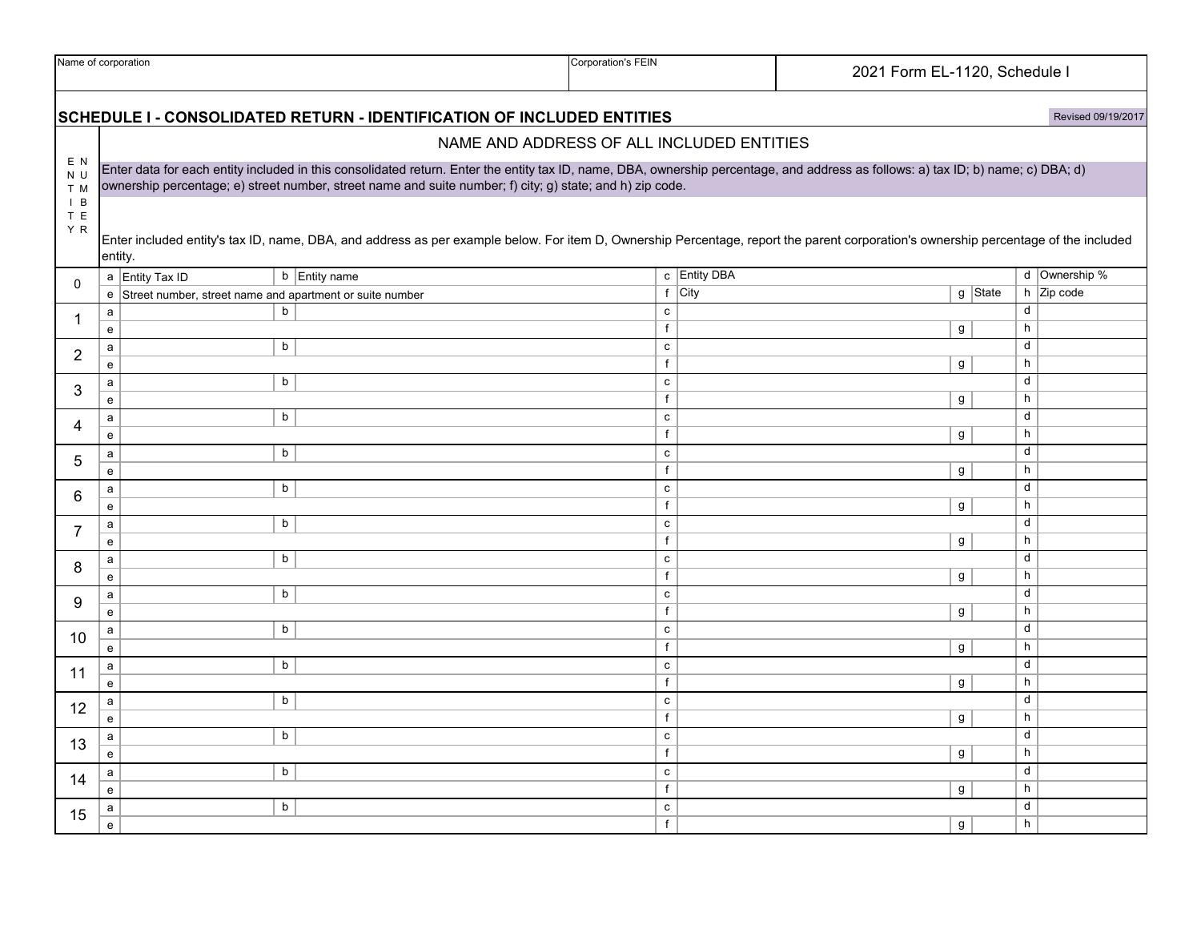| Name of corporation | Corporation's FEIN | 2021 Form EL-1120, Schedule I |
|---|---|---|
| | | |

## SCHEDULE I - CONSOLIDATED RETURN - IDENTIFICATION OF INCLUDED ENTITIES

Revised 09/19/2017

### NAME AND ADDRESS OF ALL INCLUDED ENTITIES

Enter data for each entity included in this consolidated return. Enter the entity tax ID, name, DBA, ownership percentage, and address as follows: a) tax ID; b) name; c) DBA; d) ownership percentage; e) street number, street name and suite number; f) city; g) state; and h) zip code.

Enter included entity's tax ID, name, DBA, and address as per example below. For item D, Ownership Percentage, report the parent corporation's ownership percentage of the included entity.

| ENTITY NUMBER | | | | | | | | | | |
|---|---|---|---|---|---|---|---|---|---|---|
| 0 | a | Entity Tax ID | b | Entity name | c | Entity DBA | | | d | Ownership % |
| | e | Street number, street name and apartment or suite number | | | f | City | g | State | h | Zip code |
| 1 | a | | b | | c | | | | d | |
| | e | | | | f | | g | | h | |
| 2 | a | | b | | c | | | | d | |
| | e | | | | f | | g | | h | |
| 3 | a | | b | | c | | | | d | |
| | e | | | | f | | g | | h | |
| 4 | a | | b | | c | | | | d | |
| | e | | | | f | | g | | h | |
| 5 | a | | b | | c | | | | d | |
| | e | | | | f | | g | | h | |
| 6 | a | | b | | c | | | | d | |
| | e | | | | f | | g | | h | |
| 7 | a | | b | | c | | | | d | |
| | e | | | | f | | g | | h | |
| 8 | a | | b | | c | | | | d | |
| | e | | | | f | | g | | h | |
| 9 | a | | b | | c | | | | d | |
| | e | | | | f | | g | | h | |
| 10 | a | | b | | c | | | | d | |
| | e | | | | f | | g | | h | |
| 11 | a | | b | | c | | | | d | |
| | e | | | | f | | g | | h | |
| 12 | a | | b | | c | | | | d | |
| | e | | | | f | | g | | h | |
| 13 | a | | b | | c | | | | d | |
| | e | | | | f | | g | | h | |
| 14 | a | | b | | c | | | | d | |
| | e | | | | f | | g | | h | |
| 15 | a | | b | | c | | | | d | |
| | e | | | | f | | g | | h | |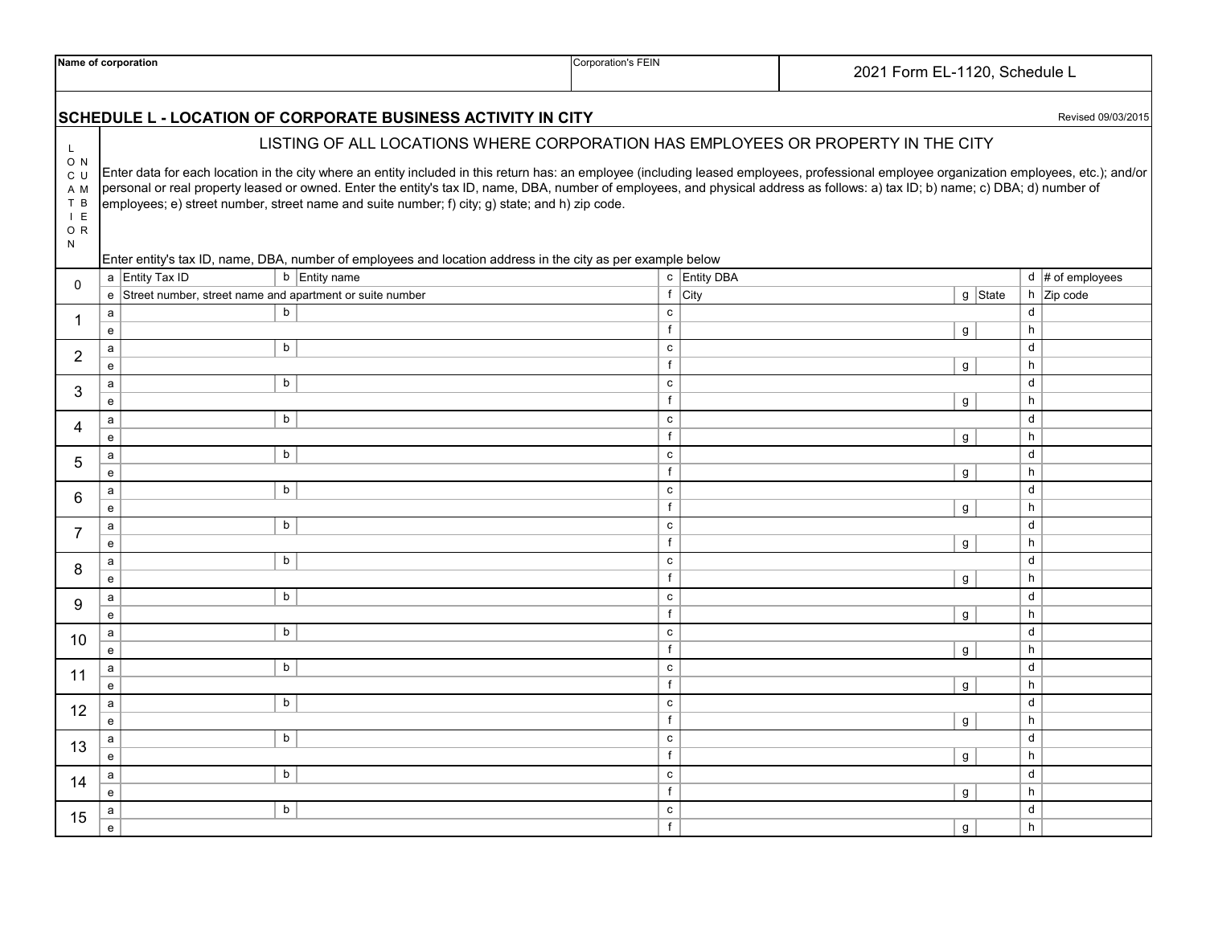| Name of corporation | Corporation's FEIN | 2021 Form EL-1120, Schedule L |
|---|---|---|
| | | |

## SCHEDULE L - LOCATION OF CORPORATE BUSINESS ACTIVITY IN CITY

Revised 09/03/2015

### LISTING OF ALL LOCATIONS WHERE CORPORATION HAS EMPLOYEES OR PROPERTY IN THE CITY

Enter data for each location in the city where an entity included in this return has: an employee (including leased employees, professional employee organization employees, etc.); and/or personal or real property leased or owned. Enter the entity's tax ID, name, DBA, number of employees, and physical address as follows: a) tax ID; b) name; c) DBA; d) number of employees; e) street number, street name and suite number; f) city; g) state; and h) zip code.

Enter entity's tax ID, name, DBA, number of employees and location address in the city as per example below

| LOCATION NUMBER | | | | | | | | | | |
|---|---|---|---|---|---|---|---|---|---|---|
| 0 | a | Entity Tax ID | b | Entity name | c | Entity DBA | | | d | # of employees |
| | e | Street number, street name and apartment or suite number | | | f | City | g | State | h | Zip code |
| 1 | a | | b | | c | | | | d | |
| | e | | | | f | | g | | h | |
| 2 | a | | b | | c | | | | d | |
| | e | | | | f | | g | | h | |
| 3 | a | | b | | c | | | | d | |
| | e | | | | f | | g | | h | |
| 4 | a | | b | | c | | | | d | |
| | e | | | | f | | g | | h | |
| 5 | a | | b | | c | | | | d | |
| | e | | | | f | | g | | h | |
| 6 | a | | b | | c | | | | d | |
| | e | | | | f | | g | | h | |
| 7 | a | | b | | c | | | | d | |
| | e | | | | f | | g | | h | |
| 8 | a | | b | | c | | | | d | |
| | e | | | | f | | g | | h | |
| 9 | a | | b | | c | | | | d | |
| | e | | | | f | | g | | h | |
| 10 | a | | b | | c | | | | d | |
| | e | | | | f | | g | | h | |
| 11 | a | | b | | c | | | | d | |
| | e | | | | f | | g | | h | |
| 12 | a | | b | | c | | | | d | |
| | e | | | | f | | g | | h | |
| 13 | a | | b | | c | | | | d | |
| | e | | | | f | | g | | h | |
| 14 | a | | b | | c | | | | d | |
| | e | | | | f | | g | | h | |
| 15 | a | | b | | c | | | | d | |
| | e | | | | f | | g | | h | |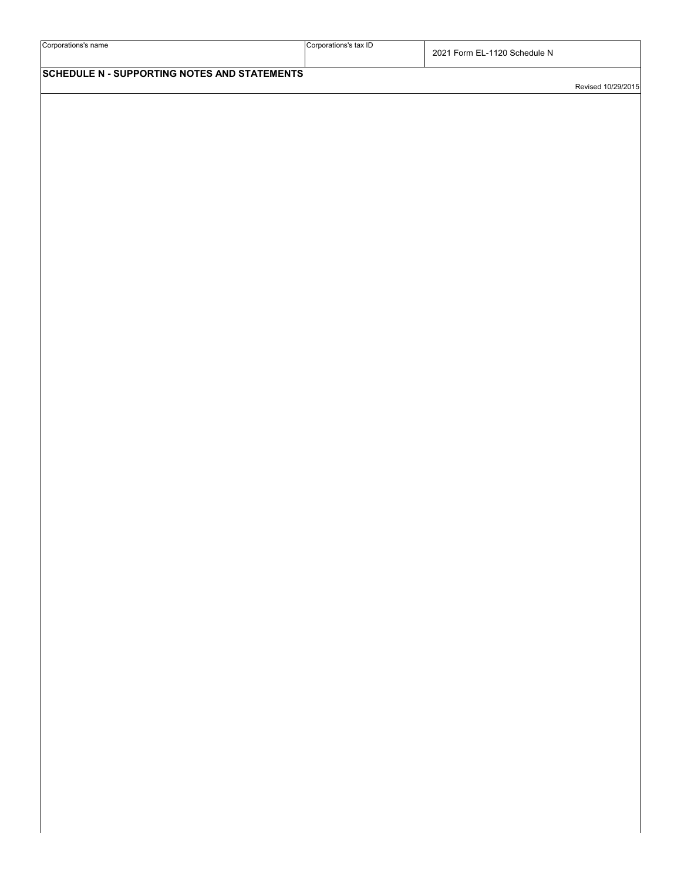| Corporations's name | Corporations's tax ID | 2021 Form EL-1120 Schedule N |
| --- | --- | --- |

## SCHEDULE N - SUPPORTING NOTES AND STATEMENTS

Revised 10/29/2015